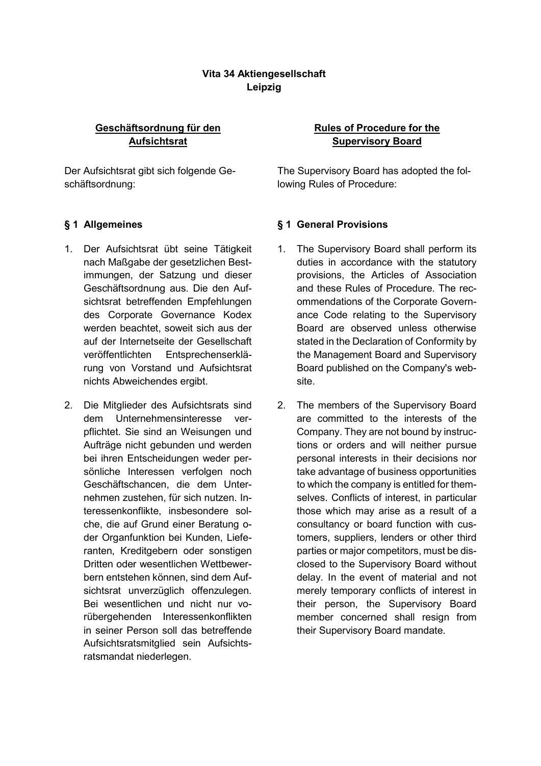**Vita 34 Aktiengesellschaft**
**Leipzig**

## Geschäftsordnung für den Aufsichtsrat

Der Aufsichtsrat gibt sich folgende Geschäftsordnung:

### § 1 Allgemeines

1. Der Aufsichtsrat übt seine Tätigkeit nach Maßgabe der gesetzlichen Bestimmungen, der Satzung und dieser Geschäftsordnung aus. Die den Aufsichtsrat betreffenden Empfehlungen des Corporate Governance Kodex werden beachtet, soweit sich aus der auf der Internetseite der Gesellschaft veröffentlichten Entsprechenserklärung von Vorstand und Aufsichtsrat nichts Abweichendes ergibt.

2. Die Mitglieder des Aufsichtsrats sind dem Unternehmensinteresse verpflichtet. Sie sind an Weisungen und Aufträge nicht gebunden und werden bei ihren Entscheidungen weder persönliche Interessen verfolgen noch Geschäftschancen, die dem Unternehmen zustehen, für sich nutzen. Interessenkonflikte, insbesondere solche, die auf Grund einer Beratung oder Organfunktion bei Kunden, Lieferanten, Kreditgebern oder sonstigen Dritten oder wesentlichen Wettbewerbern entstehen können, sind dem Aufsichtsrat unverzüglich offenzulegen. Bei wesentlichen und nicht nur vorübergehenden Interessenkonflikten in seiner Person soll das betreffende Aufsichtsratsmitglied sein Aufsichtsratsmandat niederlegen.

## Rules of Procedure for the Supervisory Board

The Supervisory Board has adopted the following Rules of Procedure:

### § 1 General Provisions

1. The Supervisory Board shall perform its duties in accordance with the statutory provisions, the Articles of Association and these Rules of Procedure. The recommendations of the Corporate Governance Code relating to the Supervisory Board are observed unless otherwise stated in the Declaration of Conformity by the Management Board and Supervisory Board published on the Company's website.

2. The members of the Supervisory Board are committed to the interests of the Company. They are not bound by instructions or orders and will neither pursue personal interests in their decisions nor take advantage of business opportunities to which the company is entitled for themselves. Conflicts of interest, in particular those which may arise as a result of a consultancy or board function with customers, suppliers, lenders or other third parties or major competitors, must be disclosed to the Supervisory Board without delay. In the event of material and not merely temporary conflicts of interest in their person, the Supervisory Board member concerned shall resign from their Supervisory Board mandate.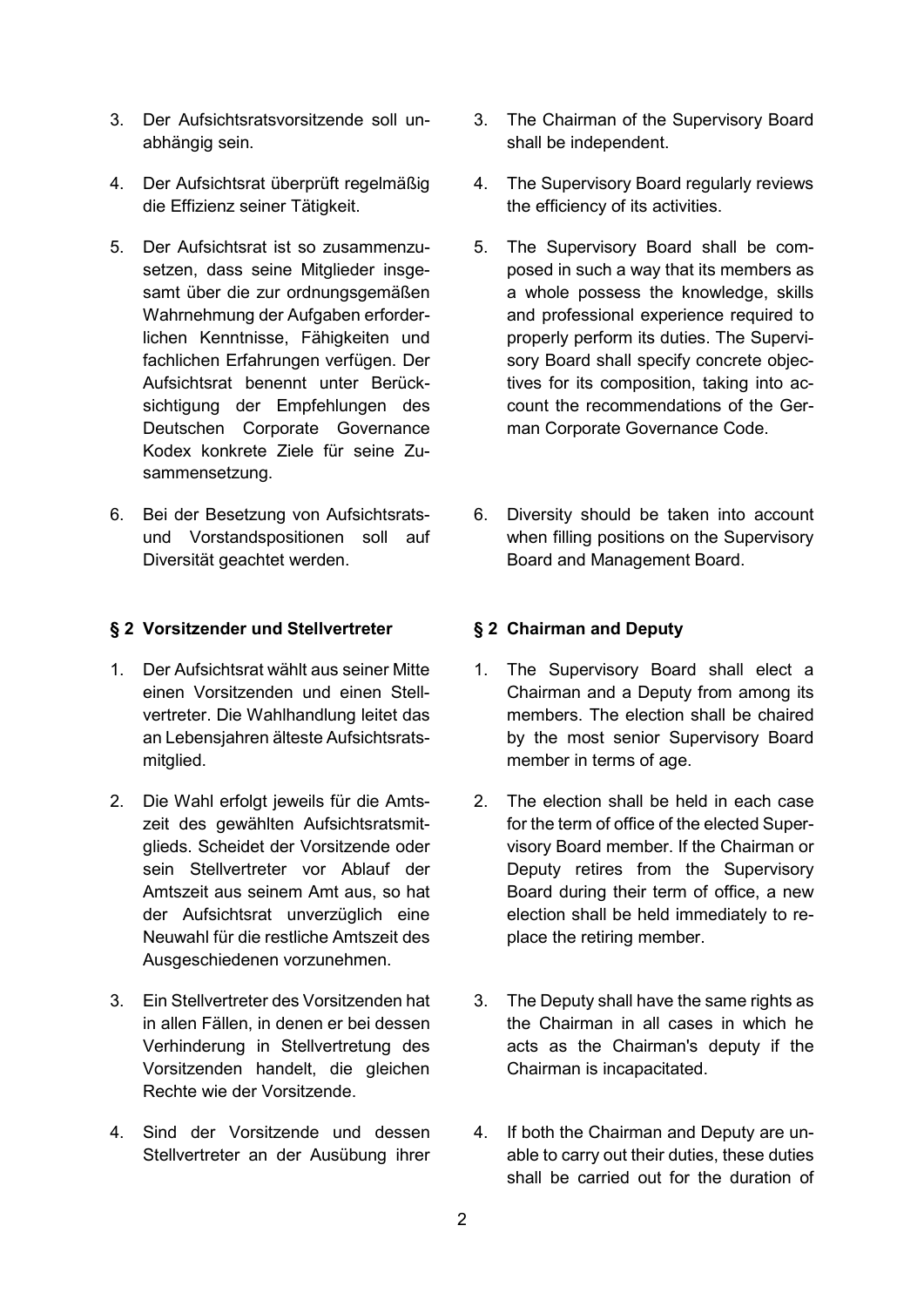3. Der Aufsichtsratsvorsitzende soll unabhängig sein.

4. Der Aufsichtsrat überprüft regelmäßig die Effizienz seiner Tätigkeit.

5. Der Aufsichtsrat ist so zusammenzusetzen, dass seine Mitglieder insgesamt über die zur ordnungsgemäßen Wahrnehmung der Aufgaben erforderlichen Kenntnisse, Fähigkeiten und fachlichen Erfahrungen verfügen. Der Aufsichtsrat benennt unter Berücksichtigung der Empfehlungen des Deutschen Corporate Governance Kodex konkrete Ziele für seine Zusammensetzung.

6. Bei der Besetzung von Aufsichtsrats- und Vorstandspositionen soll auf Diversität geachtet werden.

3. The Chairman of the Supervisory Board shall be independent.

4. The Supervisory Board regularly reviews the efficiency of its activities.

5. The Supervisory Board shall be composed in such a way that its members as a whole possess the knowledge, skills and professional experience required to properly perform its duties. The Supervisory Board shall specify concrete objectives for its composition, taking into account the recommendations of the German Corporate Governance Code.

6. Diversity should be taken into account when filling positions on the Supervisory Board and Management Board.

### § 2 Vorsitzender und Stellvertreter

1. Der Aufsichtsrat wählt aus seiner Mitte einen Vorsitzenden und einen Stellvertreter. Die Wahlhandlung leitet das an Lebensjahren älteste Aufsichtsratsmitglied.

2. Die Wahl erfolgt jeweils für die Amtszeit des gewählten Aufsichtsratsmitglieds. Scheidet der Vorsitzende oder sein Stellvertreter vor Ablauf der Amtszeit aus seinem Amt aus, so hat der Aufsichtsrat unverzüglich eine Neuwahl für die restliche Amtszeit des Ausgeschiedenen vorzunehmen.

3. Ein Stellvertreter des Vorsitzenden hat in allen Fällen, in denen er bei dessen Verhinderung in Stellvertretung des Vorsitzenden handelt, die gleichen Rechte wie der Vorsitzende.

4. Sind der Vorsitzende und dessen Stellvertreter an der Ausübung ihrer

### § 2 Chairman and Deputy

1. The Supervisory Board shall elect a Chairman and a Deputy from among its members. The election shall be chaired by the most senior Supervisory Board member in terms of age.

2. The election shall be held in each case for the term of office of the elected Supervisory Board member. If the Chairman or Deputy retires from the Supervisory Board during their term of office, a new election shall be held immediately to replace the retiring member.

3. The Deputy shall have the same rights as the Chairman in all cases in which he acts as the Chairman's deputy if the Chairman is incapacitated.

4. If both the Chairman and Deputy are unable to carry out their duties, these duties shall be carried out for the duration of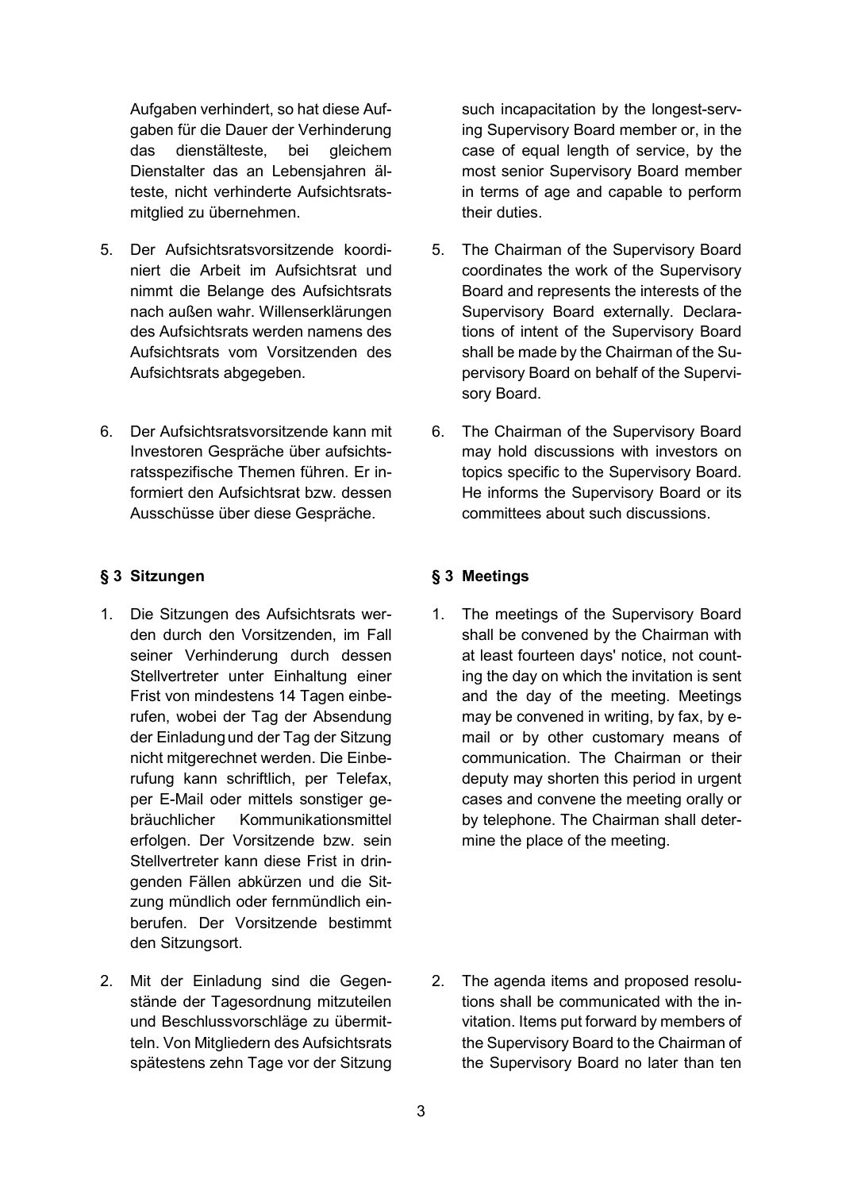Aufgaben verhindert, so hat diese Aufgaben für die Dauer der Verhinderung das dienstälteste, bei gleichem Dienstalter das an Lebensjahren älteste, nicht verhinderte Aufsichtsratsmitglied zu übernehmen.

such incapacitation by the longest-serving Supervisory Board member or, in the case of equal length of service, by the most senior Supervisory Board member in terms of age and capable to perform their duties.

5. Der Aufsichtsratsvorsitzende koordiniert die Arbeit im Aufsichtsrat und nimmt die Belange des Aufsichtsrats nach außen wahr. Willenserklärungen des Aufsichtsrats werden namens des Aufsichtsrats vom Vorsitzenden des Aufsichtsrats abgegeben.

5. The Chairman of the Supervisory Board coordinates the work of the Supervisory Board and represents the interests of the Supervisory Board externally. Declarations of intent of the Supervisory Board shall be made by the Chairman of the Supervisory Board on behalf of the Supervisory Board.

6. Der Aufsichtsratsvorsitzende kann mit Investoren Gespräche über aufsichtsratsspezifische Themen führen. Er informiert den Aufsichtsrat bzw. dessen Ausschüsse über diese Gespräche.

6. The Chairman of the Supervisory Board may hold discussions with investors on topics specific to the Supervisory Board. He informs the Supervisory Board or its committees about such discussions.

## § 3 Sitzungen

1. Die Sitzungen des Aufsichtsrats werden durch den Vorsitzenden, im Fall seiner Verhinderung durch dessen Stellvertreter unter Einhaltung einer Frist von mindestens 14 Tagen einberufen, wobei der Tag der Absendung der Einladung und der Tag der Sitzung nicht mitgerechnet werden. Die Einberufung kann schriftlich, per Telefax, per E-Mail oder mittels sonstiger gebräuchlicher Kommunikationsmittel erfolgen. Der Vorsitzende bzw. sein Stellvertreter kann diese Frist in dringenden Fällen abkürzen und die Sitzung mündlich oder fernmündlich einberufen. Der Vorsitzende bestimmt den Sitzungsort.

2. Mit der Einladung sind die Gegenstände der Tagesordnung mitzuteilen und Beschlussvorschläge zu übermitteln. Von Mitgliedern des Aufsichtsrats spätestens zehn Tage vor der Sitzung

## § 3 Meetings

1. The meetings of the Supervisory Board shall be convened by the Chairman with at least fourteen days' notice, not counting the day on which the invitation is sent and the day of the meeting. Meetings may be convened in writing, by fax, by e-mail or by other customary means of communication. The Chairman or their deputy may shorten this period in urgent cases and convene the meeting orally or by telephone. The Chairman shall determine the place of the meeting.

2. The agenda items and proposed resolutions shall be communicated with the invitation. Items put forward by members of the Supervisory Board to the Chairman of the Supervisory Board no later than ten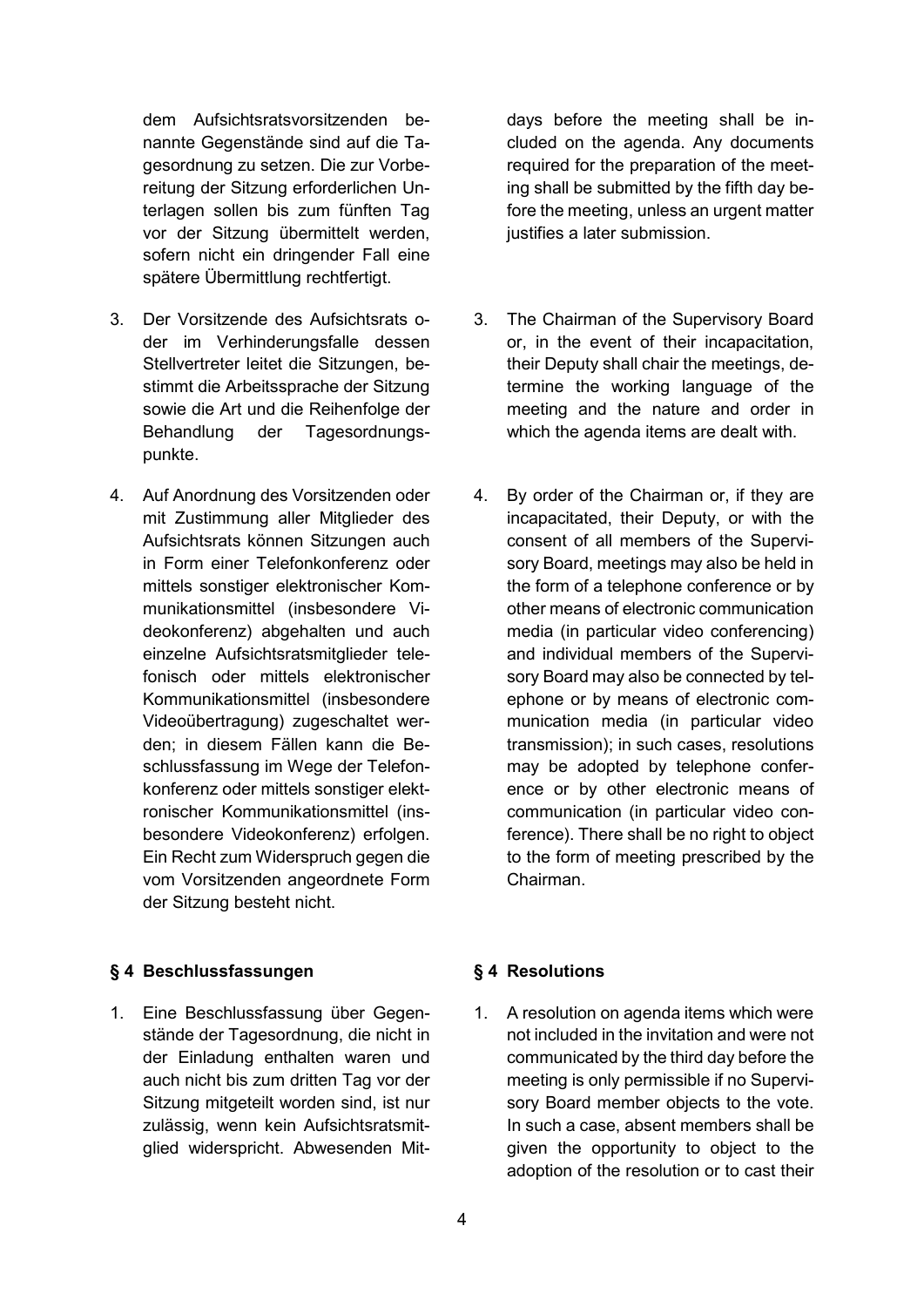dem Aufsichtsratsvorsitzenden benannte Gegenstände sind auf die Tagesordnung zu setzen. Die zur Vorbereitung der Sitzung erforderlichen Unterlagen sollen bis zum fünften Tag vor der Sitzung übermittelt werden, sofern nicht ein dringender Fall eine spätere Übermittlung rechtfertigt.

3. Der Vorsitzende des Aufsichtsrats oder im Verhinderungsfalle dessen Stellvertreter leitet die Sitzungen, bestimmt die Arbeitssprache der Sitzung sowie die Art und die Reihenfolge der Behandlung der Tagesordnungspunkte.

4. Auf Anordnung des Vorsitzenden oder mit Zustimmung aller Mitglieder des Aufsichtsrats können Sitzungen auch in Form einer Telefonkonferenz oder mittels sonstiger elektronischer Kommunikationsmittel (insbesondere Videokonferenz) abgehalten und auch einzelne Aufsichtsratsmitglieder telefonisch oder mittels elektronischer Kommunikationsmittel (insbesondere Videoübertragung) zugeschaltet werden; in diesem Fällen kann die Beschlussfassung im Wege der Telefonkonferenz oder mittels sonstiger elektronischer Kommunikationsmittel (insbesondere Videokonferenz) erfolgen. Ein Recht zum Widerspruch gegen die vom Vorsitzenden angeordnete Form der Sitzung besteht nicht.

## § 4 Beschlussfassungen

1. Eine Beschlussfassung über Gegenstände der Tagesordnung, die nicht in der Einladung enthalten waren und auch nicht bis zum dritten Tag vor der Sitzung mitgeteilt worden sind, ist nur zulässig, wenn kein Aufsichtsratsmitglied widerspricht. Abwesenden Mit-

---

days before the meeting shall be included on the agenda. Any documents required for the preparation of the meeting shall be submitted by the fifth day before the meeting, unless an urgent matter justifies a later submission.

3. The Chairman of the Supervisory Board or, in the event of their incapacitation, their Deputy shall chair the meetings, determine the working language of the meeting and the nature and order in which the agenda items are dealt with.

4. By order of the Chairman or, if they are incapacitated, their Deputy, or with the consent of all members of the Supervisory Board, meetings may also be held in the form of a telephone conference or by other means of electronic communication media (in particular video conferencing) and individual members of the Supervisory Board may also be connected by telephone or by means of electronic communication media (in particular video transmission); in such cases, resolutions may be adopted by telephone conference or by other electronic means of communication (in particular video conference). There shall be no right to object to the form of meeting prescribed by the Chairman.

## § 4 Resolutions

1. A resolution on agenda items which were not included in the invitation and were not communicated by the third day before the meeting is only permissible if no Supervisory Board member objects to the vote. In such a case, absent members shall be given the opportunity to object to the adoption of the resolution or to cast their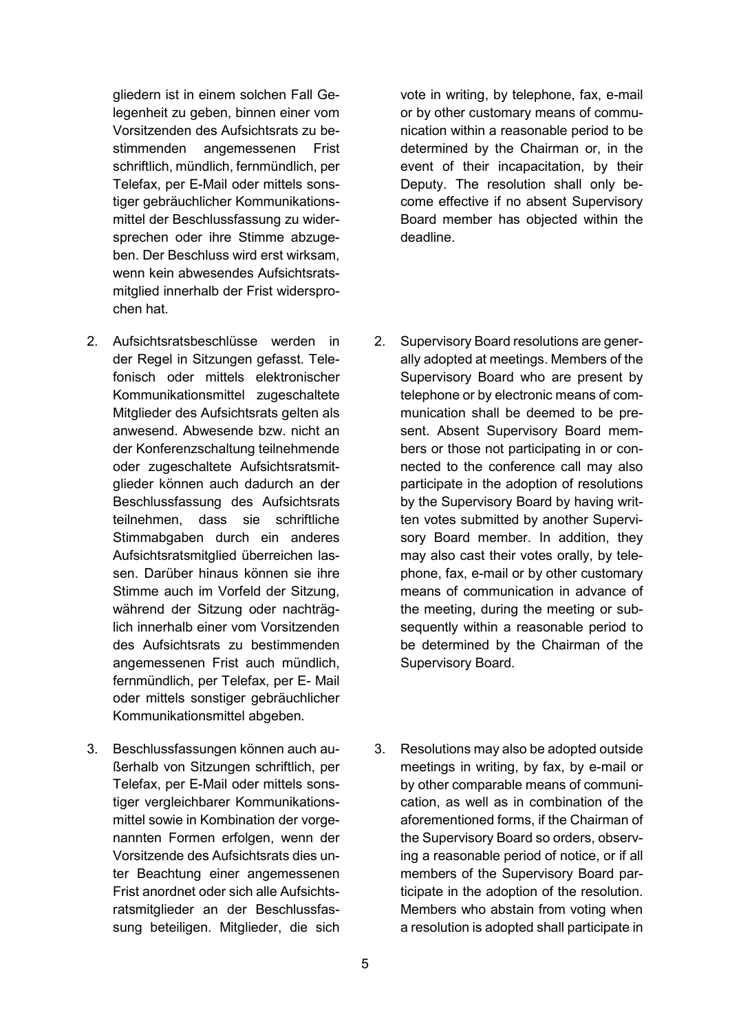gliedern ist in einem solchen Fall Gelegenheit zu geben, binnen einer vom Vorsitzenden des Aufsichtsrats zu bestimmenden angemessenen Frist schriftlich, mündlich, fernmündlich, per Telefax, per E-Mail oder mittels sonstiger gebräuchlicher Kommunikationsmittel der Beschlussfassung zu widersprechen oder ihre Stimme abzugeben. Der Beschluss wird erst wirksam, wenn kein abwesendes Aufsichtsratsmitglied innerhalb der Frist widersprochen hat.

vote in writing, by telephone, fax, e-mail or by other customary means of communication within a reasonable period to be determined by the Chairman or, in the event of their incapacitation, by their Deputy. The resolution shall only become effective if no absent Supervisory Board member has objected within the deadline.

2. Aufsichtsratsbeschlüsse werden in der Regel in Sitzungen gefasst. Telefonisch oder mittels elektronischer Kommunikationsmittel zugeschaltete Mitglieder des Aufsichtsrats gelten als anwesend. Abwesende bzw. nicht an der Konferenzschaltung teilnehmende oder zugeschaltete Aufsichtsratsmitglieder können auch dadurch an der Beschlussfassung des Aufsichtsrats teilnehmen, dass sie schriftliche Stimmabgaben durch ein anderes Aufsichtsratsmitglied überreichen lassen. Darüber hinaus können sie ihre Stimme auch im Vorfeld der Sitzung, während der Sitzung oder nachträglich innerhalb einer vom Vorsitzenden des Aufsichtsrats zu bestimmenden angemessenen Frist auch mündlich, fernmündlich, per Telefax, per E- Mail oder mittels sonstiger gebräuchlicher Kommunikationsmittel abgeben.

2. Supervisory Board resolutions are generally adopted at meetings. Members of the Supervisory Board who are present by telephone or by electronic means of communication shall be deemed to be present. Absent Supervisory Board members or those not participating in or connected to the conference call may also participate in the adoption of resolutions by the Supervisory Board by having written votes submitted by another Supervisory Board member. In addition, they may also cast their votes orally, by telephone, fax, e-mail or by other customary means of communication in advance of the meeting, during the meeting or subsequently within a reasonable period to be determined by the Chairman of the Supervisory Board.

3. Beschlussfassungen können auch außerhalb von Sitzungen schriftlich, per Telefax, per E-Mail oder mittels sonstiger vergleichbarer Kommunikationsmittel sowie in Kombination der vorgenannten Formen erfolgen, wenn der Vorsitzende des Aufsichtsrats dies unter Beachtung einer angemessenen Frist anordnet oder sich alle Aufsichtsratsmitglieder an der Beschlussfassung beteiligen. Mitglieder, die sich

3. Resolutions may also be adopted outside meetings in writing, by fax, by e-mail or by other comparable means of communication, as well as in combination of the aforementioned forms, if the Chairman of the Supervisory Board so orders, observing a reasonable period of notice, or if all members of the Supervisory Board participate in the adoption of the resolution. Members who abstain from voting when a resolution is adopted shall participate in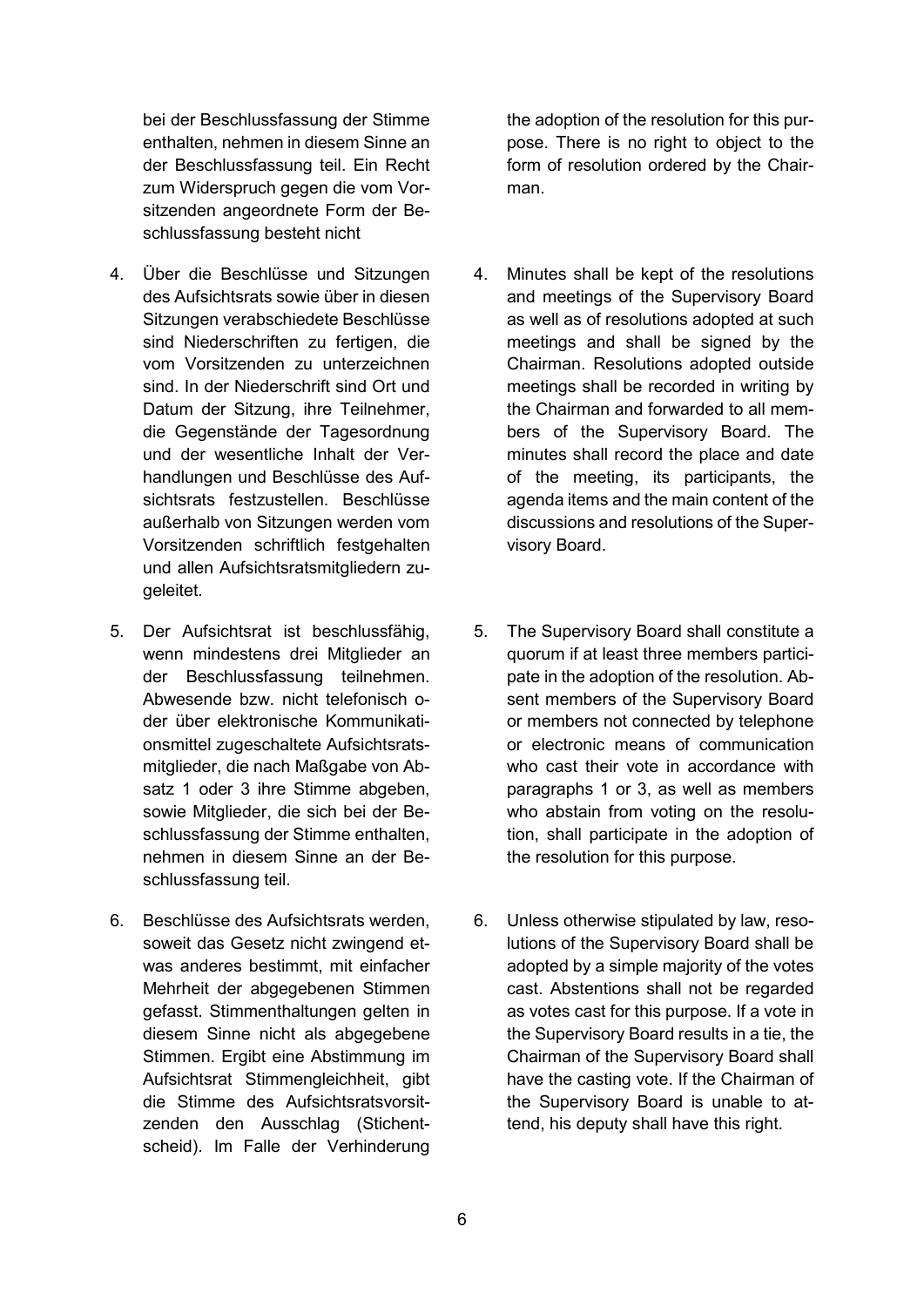bei der Beschlussfassung der Stimme enthalten, nehmen in diesem Sinne an der Beschlussfassung teil. Ein Recht zum Widerspruch gegen die vom Vorsitzenden angeordnete Form der Beschlussfassung besteht nicht

4. Über die Beschlüsse und Sitzungen des Aufsichtsrats sowie über in diesen Sitzungen verabschiedete Beschlüsse sind Niederschriften zu fertigen, die vom Vorsitzenden zu unterzeichnen sind. In der Niederschrift sind Ort und Datum der Sitzung, ihre Teilnehmer, die Gegenstände der Tagesordnung und der wesentliche Inhalt der Verhandlungen und Beschlüsse des Aufsichtsrats festzustellen. Beschlüsse außerhalb von Sitzungen werden vom Vorsitzenden schriftlich festgehalten und allen Aufsichtsratsmitgliedern zugeleitet.

5. Der Aufsichtsrat ist beschlussfähig, wenn mindestens drei Mitglieder an der Beschlussfassung teilnehmen. Abwesende bzw. nicht telefonisch oder über elektronische Kommunikationsmittel zugeschaltete Aufsichtsratsmitglieder, die nach Maßgabe von Absatz 1 oder 3 ihre Stimme abgeben, sowie Mitglieder, die sich bei der Beschlussfassung der Stimme enthalten, nehmen in diesem Sinne an der Beschlussfassung teil.

6. Beschlüsse des Aufsichtsrats werden, soweit das Gesetz nicht zwingend etwas anderes bestimmt, mit einfacher Mehrheit der abgegebenen Stimmen gefasst. Stimmenthaltungen gelten in diesem Sinne nicht als abgegebene Stimmen. Ergibt eine Abstimmung im Aufsichtsrat Stimmengleichheit, gibt die Stimme des Aufsichtsratsvorsitzenden den Ausschlag (Stichentscheid). Im Falle der Verhinderung

the adoption of the resolution for this purpose. There is no right to object to the form of resolution ordered by the Chairman.

4. Minutes shall be kept of the resolutions and meetings of the Supervisory Board as well as of resolutions adopted at such meetings and shall be signed by the Chairman. Resolutions adopted outside meetings shall be recorded in writing by the Chairman and forwarded to all members of the Supervisory Board. The minutes shall record the place and date of the meeting, its participants, the agenda items and the main content of the discussions and resolutions of the Supervisory Board.

5. The Supervisory Board shall constitute a quorum if at least three members participate in the adoption of the resolution. Absent members of the Supervisory Board or members not connected by telephone or electronic means of communication who cast their vote in accordance with paragraphs 1 or 3, as well as members who abstain from voting on the resolution, shall participate in the adoption of the resolution for this purpose.

6. Unless otherwise stipulated by law, resolutions of the Supervisory Board shall be adopted by a simple majority of the votes cast. Abstentions shall not be regarded as votes cast for this purpose. If a vote in the Supervisory Board results in a tie, the Chairman of the Supervisory Board shall have the casting vote. If the Chairman of the Supervisory Board is unable to attend, his deputy shall have this right.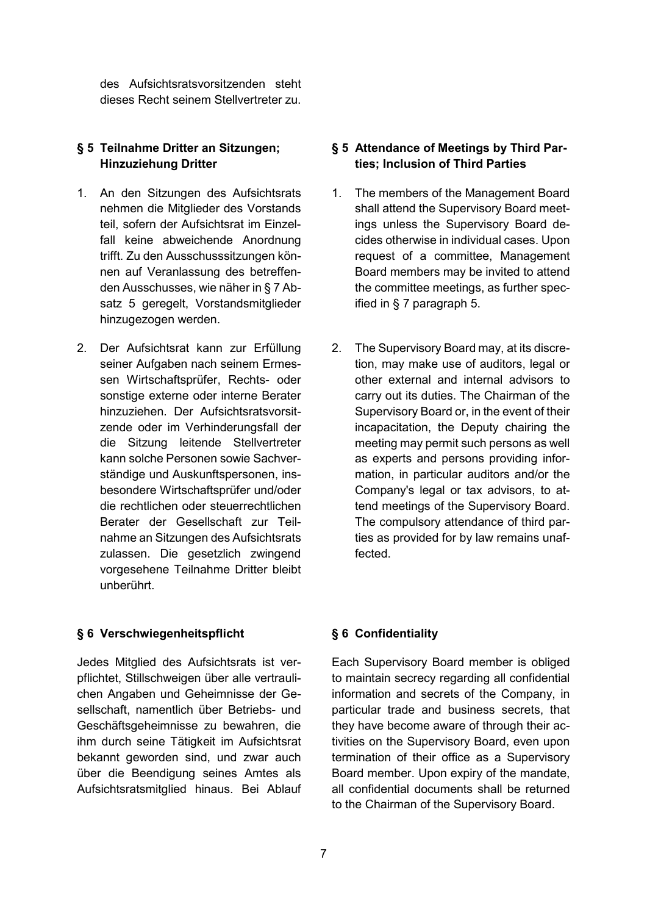des Aufsichtsratsvorsitzenden steht dieses Recht seinem Stellvertreter zu.

## § 5 Teilnahme Dritter an Sitzungen; Hinzuziehung Dritter

1. An den Sitzungen des Aufsichtsrats nehmen die Mitglieder des Vorstands teil, sofern der Aufsichtsrat im Einzelfall keine abweichende Anordnung trifft. Zu den Ausschusssitzungen können auf Veranlassung des betreffenden Ausschusses, wie näher in § 7 Absatz 5 geregelt, Vorstandsmitglieder hinzugezogen werden.

2. Der Aufsichtsrat kann zur Erfüllung seiner Aufgaben nach seinem Ermessen Wirtschaftsprüfer, Rechts- oder sonstige externe oder interne Berater hinzuziehen. Der Aufsichtsratsvorsitzende oder im Verhinderungsfall der die Sitzung leitende Stellvertreter kann solche Personen sowie Sachverständige und Auskunftspersonen, insbesondere Wirtschaftsprüfer und/oder die rechtlichen oder steuerrechtlichen Berater der Gesellschaft zur Teilnahme an Sitzungen des Aufsichtsrats zulassen. Die gesetzlich zwingend vorgesehene Teilnahme Dritter bleibt unberührt.

## § 5 Attendance of Meetings by Third Parties; Inclusion of Third Parties

1. The members of the Management Board shall attend the Supervisory Board meetings unless the Supervisory Board decides otherwise in individual cases. Upon request of a committee, Management Board members may be invited to attend the committee meetings, as further specified in § 7 paragraph 5.

2. The Supervisory Board may, at its discretion, may make use of auditors, legal or other external and internal advisors to carry out its duties. The Chairman of the Supervisory Board or, in the event of their incapacitation, the Deputy chairing the meeting may permit such persons as well as experts and persons providing information, in particular auditors and/or the Company's legal or tax advisors, to attend meetings of the Supervisory Board. The compulsory attendance of third parties as provided for by law remains unaffected.

## § 6 Verschwiegenheitspflicht

Jedes Mitglied des Aufsichtsrats ist verpflichtet, Stillschweigen über alle vertraulichen Angaben und Geheimnisse der Gesellschaft, namentlich über Betriebs- und Geschäftsgeheimnisse zu bewahren, die ihm durch seine Tätigkeit im Aufsichtsrat bekannt geworden sind, und zwar auch über die Beendigung seines Amtes als Aufsichtsratsmitglied hinaus. Bei Ablauf

## § 6 Confidentiality

Each Supervisory Board member is obliged to maintain secrecy regarding all confidential information and secrets of the Company, in particular trade and business secrets, that they have become aware of through their activities on the Supervisory Board, even upon termination of their office as a Supervisory Board member. Upon expiry of the mandate, all confidential documents shall be returned to the Chairman of the Supervisory Board.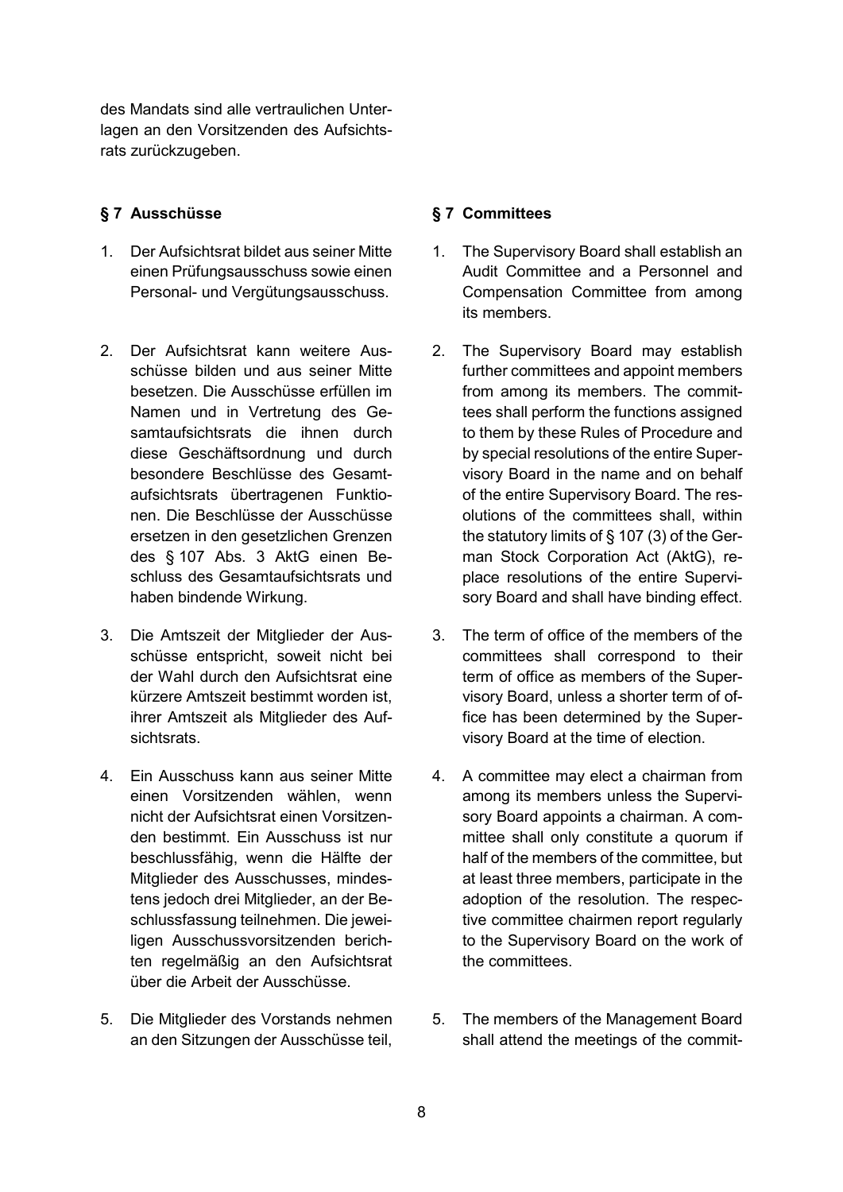des Mandats sind alle vertraulichen Unterlagen an den Vorsitzenden des Aufsichtsrats zurückzugeben.

### § 7 Ausschüsse

1. Der Aufsichtsrat bildet aus seiner Mitte einen Prüfungsausschuss sowie einen Personal- und Vergütungsausschuss.

2. Der Aufsichtsrat kann weitere Ausschüsse bilden und aus seiner Mitte besetzen. Die Ausschüsse erfüllen im Namen und in Vertretung des Gesamtaufsichtsrats die ihnen durch diese Geschäftsordnung und durch besondere Beschlüsse des Gesamtaufsichtsrats übertragenen Funktionen. Die Beschlüsse der Ausschüsse ersetzen in den gesetzlichen Grenzen des § 107 Abs. 3 AktG einen Beschluss des Gesamtaufsichtsrats und haben bindende Wirkung.

3. Die Amtszeit der Mitglieder der Ausschüsse entspricht, soweit nicht bei der Wahl durch den Aufsichtsrat eine kürzere Amtszeit bestimmt worden ist, ihrer Amtszeit als Mitglieder des Aufsichtsrats.

4. Ein Ausschuss kann aus seiner Mitte einen Vorsitzenden wählen, wenn nicht der Aufsichtsrat einen Vorsitzenden bestimmt. Ein Ausschuss ist nur beschlussfähig, wenn die Hälfte der Mitglieder des Ausschusses, mindestens jedoch drei Mitglieder, an der Beschlussfassung teilnehmen. Die jeweiligen Ausschussvorsitzenden berichten regelmäßig an den Aufsichtsrat über die Arbeit der Ausschüsse.

5. Die Mitglieder des Vorstands nehmen an den Sitzungen der Ausschüsse teil,

### § 7 Committees

1. The Supervisory Board shall establish an Audit Committee and a Personnel and Compensation Committee from among its members.

2. The Supervisory Board may establish further committees and appoint members from among its members. The committees shall perform the functions assigned to them by these Rules of Procedure and by special resolutions of the entire Supervisory Board in the name and on behalf of the entire Supervisory Board. The resolutions of the committees shall, within the statutory limits of § 107 (3) of the German Stock Corporation Act (AktG), replace resolutions of the entire Supervisory Board and shall have binding effect.

3. The term of office of the members of the committees shall correspond to their term of office as members of the Supervisory Board, unless a shorter term of office has been determined by the Supervisory Board at the time of election.

4. A committee may elect a chairman from among its members unless the Supervisory Board appoints a chairman. A committee shall only constitute a quorum if half of the members of the committee, but at least three members, participate in the adoption of the resolution. The respective committee chairmen report regularly to the Supervisory Board on the work of the committees.

5. The members of the Management Board shall attend the meetings of the commit-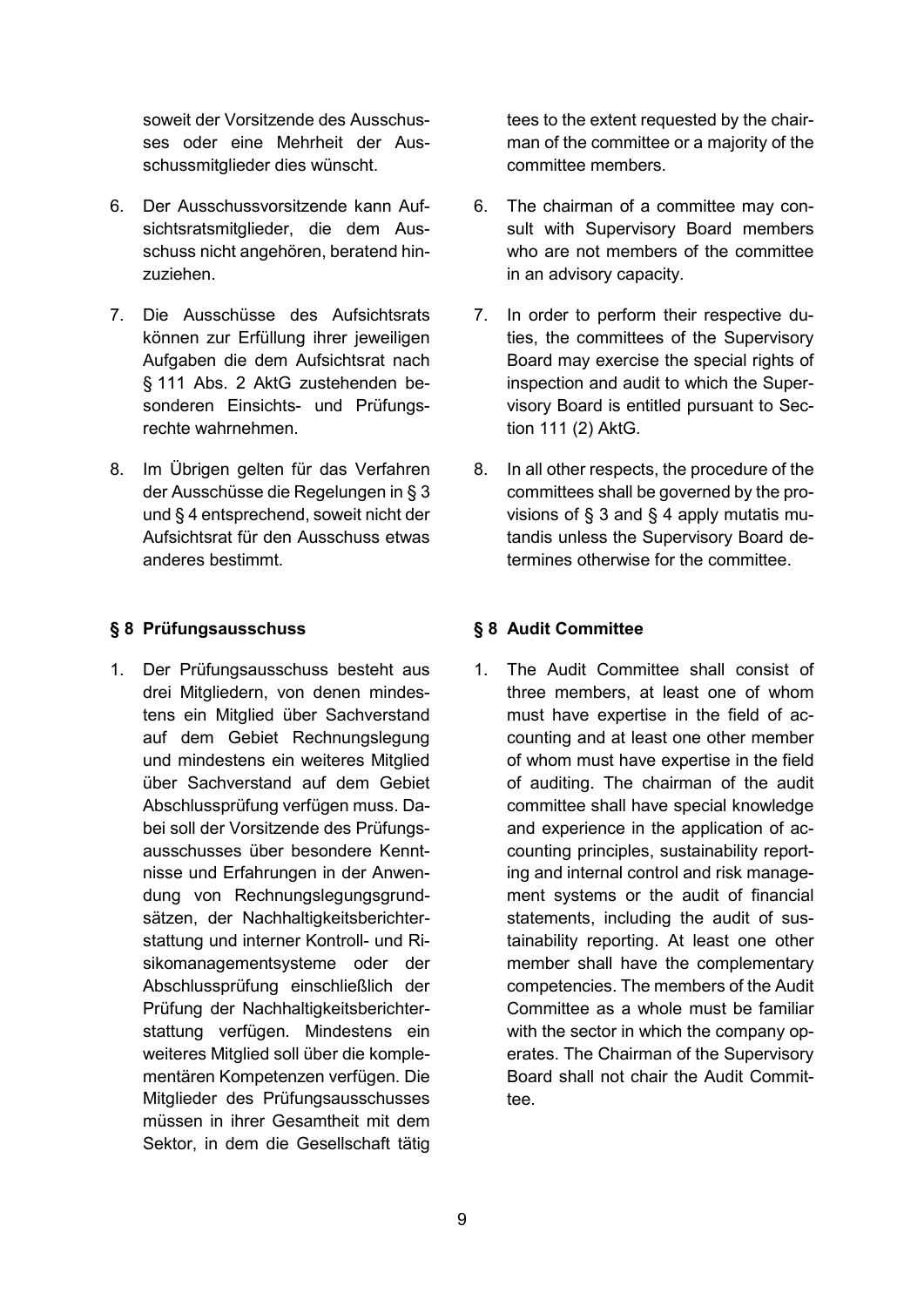soweit der Vorsitzende des Ausschusses oder eine Mehrheit der Ausschussmitglieder dies wünscht.

6. Der Ausschussvorsitzende kann Aufsichtsratsmitglieder, die dem Ausschuss nicht angehören, beratend hinzuziehen.

7. Die Ausschüsse des Aufsichtsrats können zur Erfüllung ihrer jeweiligen Aufgaben die dem Aufsichtsrat nach § 111 Abs. 2 AktG zustehenden besonderen Einsichts- und Prüfungsrechte wahrnehmen.

8. Im Übrigen gelten für das Verfahren der Ausschüsse die Regelungen in § 3 und § 4 entsprechend, soweit nicht der Aufsichtsrat für den Ausschuss etwas anderes bestimmt.

### § 8 Prüfungsausschuss

1. Der Prüfungsausschuss besteht aus drei Mitgliedern, von denen mindestens ein Mitglied über Sachverstand auf dem Gebiet Rechnungslegung und mindestens ein weiteres Mitglied über Sachverstand auf dem Gebiet Abschlussprüfung verfügen muss. Dabei soll der Vorsitzende des Prüfungsausschusses über besondere Kenntnisse und Erfahrungen in der Anwendung von Rechnungslegungsgrundsätzen, der Nachhaltigkeitsberichterstattung und interner Kontroll- und Risikomanagementsysteme oder der Abschlussprüfung einschließlich der Prüfung der Nachhaltigkeitsberichterstattung verfügen. Mindestens ein weiteres Mitglied soll über die komplementären Kompetenzen verfügen. Die Mitglieder des Prüfungsausschusses müssen in ihrer Gesamtheit mit dem Sektor, in dem die Gesellschaft tätig

tees to the extent requested by the chairman of the committee or a majority of the committee members.

6. The chairman of a committee may consult with Supervisory Board members who are not members of the committee in an advisory capacity.

7. In order to perform their respective duties, the committees of the Supervisory Board may exercise the special rights of inspection and audit to which the Supervisory Board is entitled pursuant to Section 111 (2) AktG.

8. In all other respects, the procedure of the committees shall be governed by the provisions of § 3 and § 4 apply mutatis mutandis unless the Supervisory Board determines otherwise for the committee.

### § 8 Audit Committee

1. The Audit Committee shall consist of three members, at least one of whom must have expertise in the field of accounting and at least one other member of whom must have expertise in the field of auditing. The chairman of the audit committee shall have special knowledge and experience in the application of accounting principles, sustainability reporting and internal control and risk management systems or the audit of financial statements, including the audit of sustainability reporting. At least one other member shall have the complementary competencies. The members of the Audit Committee as a whole must be familiar with the sector in which the company operates. The Chairman of the Supervisory Board shall not chair the Audit Committee.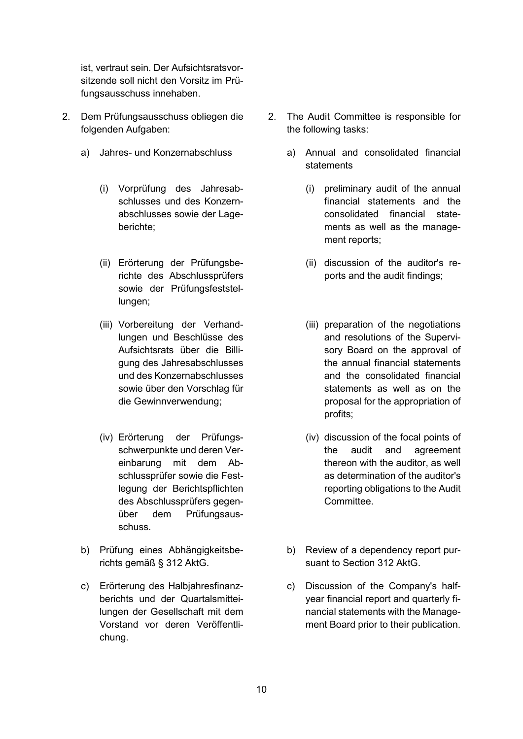ist, vertraut sein. Der Aufsichtsratsvorsitzende soll nicht den Vorsitz im Prüfungsausschuss innehaben.

2. Dem Prüfungsausschuss obliegen die folgenden Aufgaben:

   a) Jahres- und Konzernabschluss

      (i) Vorprüfung des Jahresabschlusses und des Konzernabschlusses sowie der Lageberichte;

      (ii) Erörterung der Prüfungsberichte des Abschlussprüfers sowie der Prüfungsfeststellungen;

      (iii) Vorbereitung der Verhandlungen und Beschlüsse des Aufsichtsrats über die Billigung des Jahresabschlusses und des Konzernabschlusses sowie über den Vorschlag für die Gewinnverwendung;

      (iv) Erörterung der Prüfungsschwerpunkte und deren Vereinbarung mit dem Abschlussprüfer sowie die Festlegung der Berichtspflichten des Abschlussprüfers gegenüber dem Prüfungsausschuss.

   b) Prüfung eines Abhängigkeitsberichts gemäß § 312 AktG.

   c) Erörterung des Halbjahresfinanzberichts und der Quartalsmitteilungen der Gesellschaft mit dem Vorstand vor deren Veröffentlichung.

2. The Audit Committee is responsible for the following tasks:

   a) Annual and consolidated financial statements

      (i) preliminary audit of the annual financial statements and the consolidated financial statements as well as the management reports;

      (ii) discussion of the auditor's reports and the audit findings;

      (iii) preparation of the negotiations and resolutions of the Supervisory Board on the approval of the annual financial statements and the consolidated financial statements as well as on the proposal for the appropriation of profits;

      (iv) discussion of the focal points of the audit and agreement thereon with the auditor, as well as determination of the auditor's reporting obligations to the Audit Committee.

   b) Review of a dependency report pursuant to Section 312 AktG.

   c) Discussion of the Company's half-year financial report and quarterly financial statements with the Management Board prior to their publication.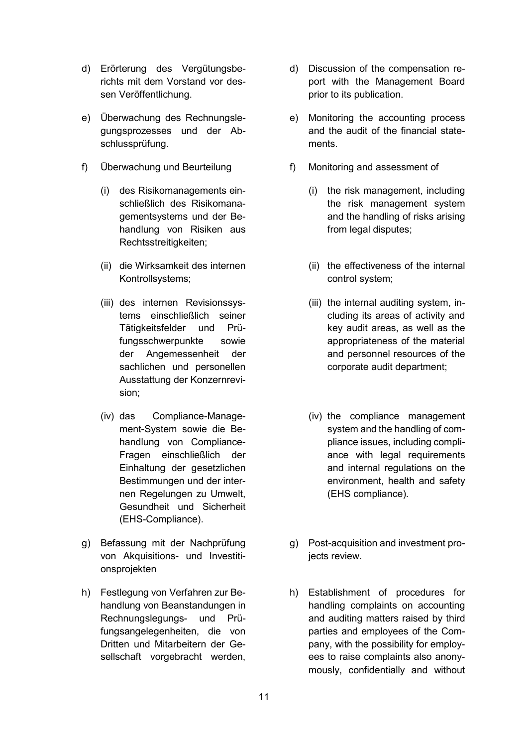d) Erörterung des Vergütungsberichts mit dem Vorstand vor dessen Veröffentlichung.

e) Überwachung des Rechnungslegungsprozesses und der Abschlussprüfung.

f) Überwachung und Beurteilung

   (i) des Risikomanagements einschließlich des Risikomanagementsystems und der Behandlung von Risiken aus Rechtsstreitigkeiten;

   (ii) die Wirksamkeit des internen Kontrollsystems;

   (iii) des internen Revisionssystems einschließlich seiner Tätigkeitsfelder und Prüfungsschwerpunkte sowie der Angemessenheit der sachlichen und personellen Ausstattung der Konzernrevision;

   (iv) das Compliance-Management-System sowie die Behandlung von Compliance-Fragen einschließlich der Einhaltung der gesetzlichen Bestimmungen und der internen Regelungen zu Umwelt, Gesundheit und Sicherheit (EHS-Compliance).

g) Befassung mit der Nachprüfung von Akquisitions- und Investitionsprojekten

h) Festlegung von Verfahren zur Behandlung von Beanstandungen in Rechnungslegungs- und Prüfungsangelegenheiten, die von Dritten und Mitarbeitern der Gesellschaft vorgebracht werden,

d) Discussion of the compensation report with the Management Board prior to its publication.

e) Monitoring the accounting process and the audit of the financial statements.

f) Monitoring and assessment of

   (i) the risk management, including the risk management system and the handling of risks arising from legal disputes;

   (ii) the effectiveness of the internal control system;

   (iii) the internal auditing system, including its areas of activity and key audit areas, as well as the appropriateness of the material and personnel resources of the corporate audit department;

   (iv) the compliance management system and the handling of compliance issues, including compliance with legal requirements and internal regulations on the environment, health and safety (EHS compliance).

g) Post-acquisition and investment projects review.

h) Establishment of procedures for handling complaints on accounting and auditing matters raised by third parties and employees of the Company, with the possibility for employees to raise complaints also anonymously, confidentially and without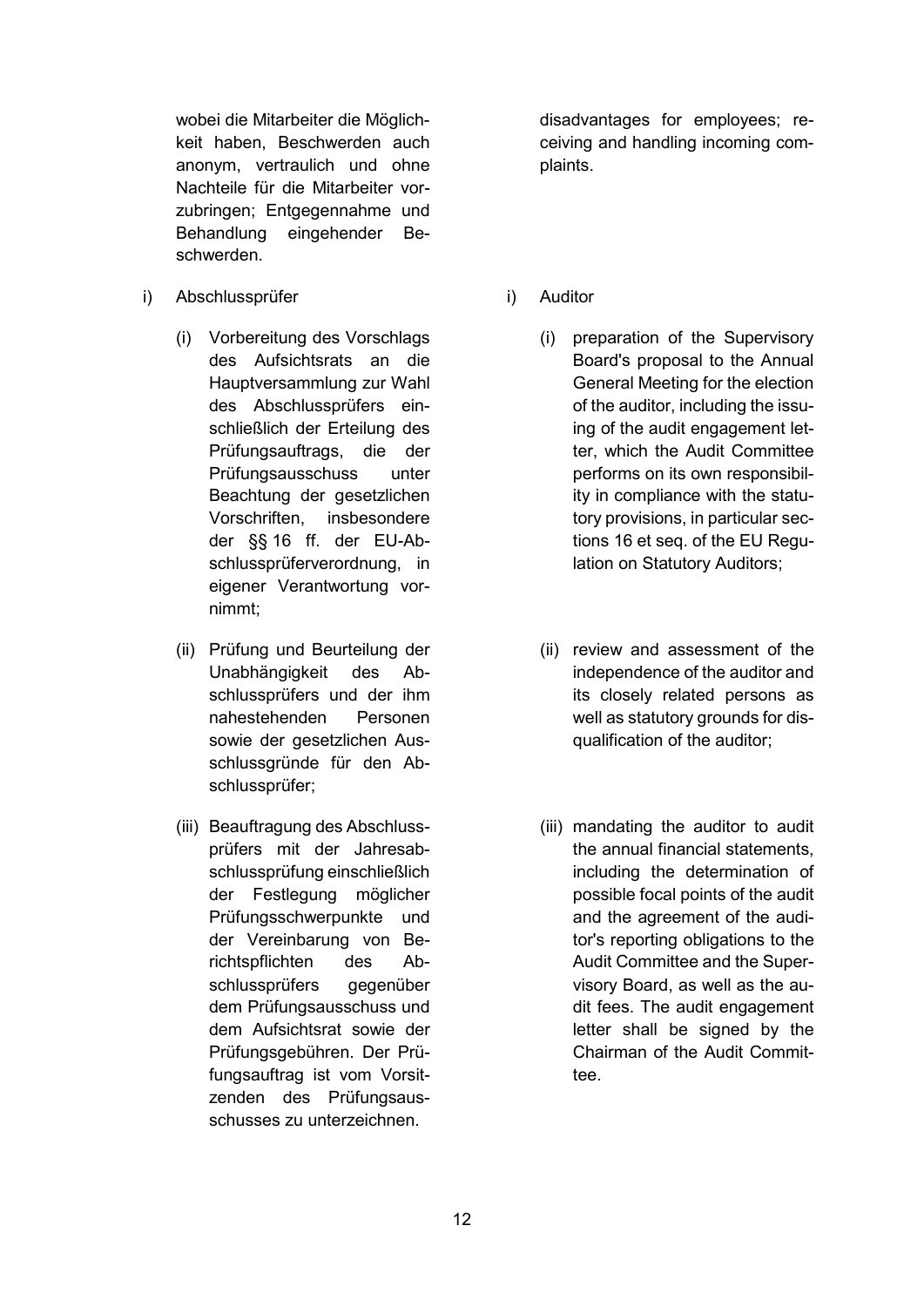wobei die Mitarbeiter die Möglichkeit haben, Beschwerden auch anonym, vertraulich und ohne Nachteile für die Mitarbeiter vorzubringen; Entgegennahme und Behandlung eingehender Beschwerden.

disadvantages for employees; receiving and handling incoming complaints.

i) Abschlussprüfer

(i) Vorbereitung des Vorschlags des Aufsichtsrats an die Hauptversammlung zur Wahl des Abschlussprüfers einschließlich der Erteilung des Prüfungsauftrags, die der Prüfungsausschuss unter Beachtung der gesetzlichen Vorschriften, insbesondere der §§ 16 ff. der EU-Abschlussprüferverordnung, in eigener Verantwortung vornimmt;

(ii) Prüfung und Beurteilung der Unabhängigkeit des Abschlussprüfers und der ihm nahestehenden Personen sowie der gesetzlichen Ausschlussgründe für den Abschlussprüfer;

(iii) Beauftragung des Abschlussprüfers mit der Jahresabschlussprüfung einschließlich der Festlegung möglicher Prüfungsschwerpunkte und der Vereinbarung von Berichtspflichten des Abschlussprüfers gegenüber dem Prüfungsausschuss und dem Aufsichtsrat sowie der Prüfungsgebühren. Der Prüfungsauftrag ist vom Vorsitzenden des Prüfungsausschusses zu unterzeichnen.

i) Auditor

(i) preparation of the Supervisory Board's proposal to the Annual General Meeting for the election of the auditor, including the issuing of the audit engagement letter, which the Audit Committee performs on its own responsibility in compliance with the statutory provisions, in particular sections 16 et seq. of the EU Regulation on Statutory Auditors;

(ii) review and assessment of the independence of the auditor and its closely related persons as well as statutory grounds for disqualification of the auditor;

(iii) mandating the auditor to audit the annual financial statements, including the determination of possible focal points of the audit and the agreement of the auditor's reporting obligations to the Audit Committee and the Supervisory Board, as well as the audit fees. The audit engagement letter shall be signed by the Chairman of the Audit Committee.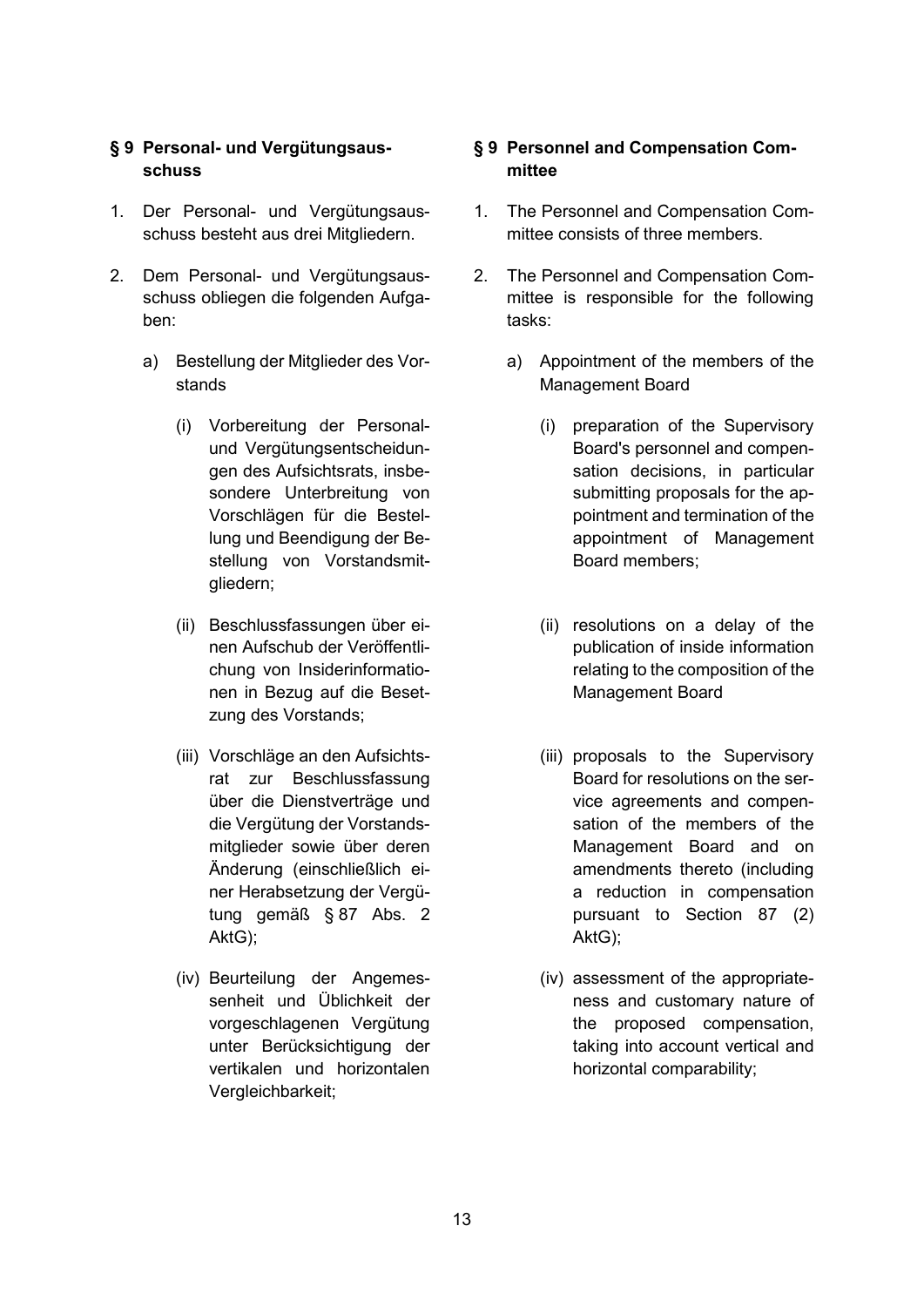## § 9 Personal- und Vergütungsausschuss

1. Der Personal- und Vergütungsausschuss besteht aus drei Mitgliedern.

2. Dem Personal- und Vergütungsausschuss obliegen die folgenden Aufgaben:

   a) Bestellung der Mitglieder des Vorstands

      (i) Vorbereitung der Personal- und Vergütungsentscheidungen des Aufsichtsrats, insbesondere Unterbreitung von Vorschlägen für die Bestellung und Beendigung der Bestellung von Vorstandsmitgliedern;

      (ii) Beschlussfassungen über einen Aufschub der Veröffentlichung von Insiderinformationen in Bezug auf die Besetzung des Vorstands;

      (iii) Vorschläge an den Aufsichtsrat zur Beschlussfassung über die Dienstverträge und die Vergütung der Vorstandsmitglieder sowie über deren Änderung (einschließlich einer Herabsetzung der Vergütung gemäß § 87 Abs. 2 AktG);

      (iv) Beurteilung der Angemessenheit und Üblichkeit der vorgeschlagenen Vergütung unter Berücksichtigung der vertikalen und horizontalen Vergleichbarkeit;

## § 9 Personnel and Compensation Committee

1. The Personnel and Compensation Committee consists of three members.

2. The Personnel and Compensation Committee is responsible for the following tasks:

   a) Appointment of the members of the Management Board

      (i) preparation of the Supervisory Board's personnel and compensation decisions, in particular submitting proposals for the appointment and termination of the appointment of Management Board members;

      (ii) resolutions on a delay of the publication of inside information relating to the composition of the Management Board

      (iii) proposals to the Supervisory Board for resolutions on the service agreements and compensation of the members of the Management Board and on amendments thereto (including a reduction in compensation pursuant to Section 87 (2) AktG);

      (iv) assessment of the appropriateness and customary nature of the proposed compensation, taking into account vertical and horizontal comparability;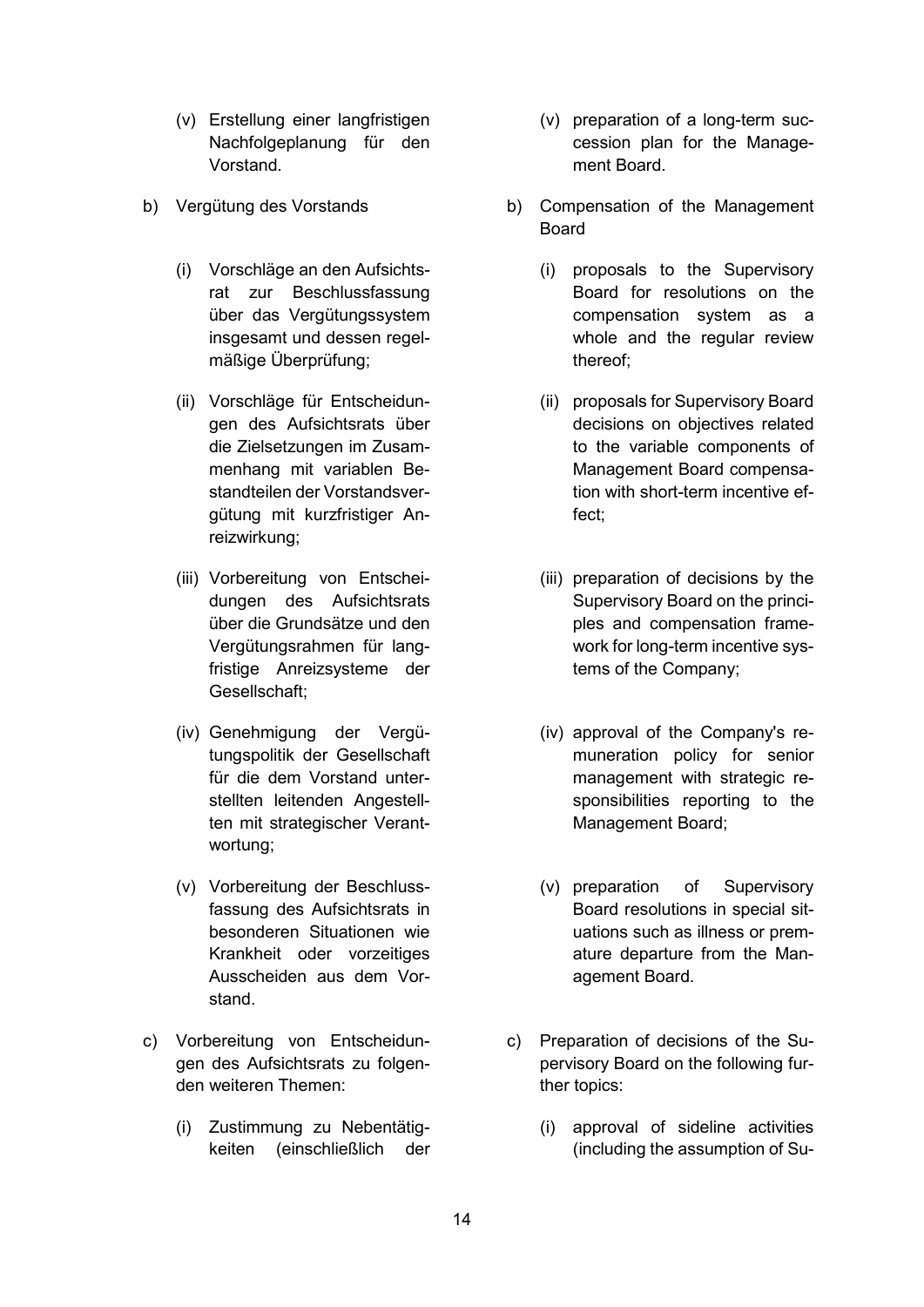(v) Erstellung einer langfristigen Nachfolgeplanung für den Vorstand.

b) Vergütung des Vorstands

(i) Vorschläge an den Aufsichtsrat zur Beschlussfassung über das Vergütungssystem insgesamt und dessen regelmäßige Überprüfung;

(ii) Vorschläge für Entscheidungen des Aufsichtsrats über die Zielsetzungen im Zusammenhang mit variablen Bestandteilen der Vorstandsvergütung mit kurzfristiger Anreizwirkung;

(iii) Vorbereitung von Entscheidungen des Aufsichtsrats über die Grundsätze und den Vergütungsrahmen für langfristige Anreizsysteme der Gesellschaft;

(iv) Genehmigung der Vergütungspolitik der Gesellschaft für die dem Vorstand unterstellten leitenden Angestellten mit strategischer Verantwortung;

(v) Vorbereitung der Beschlussfassung des Aufsichtsrats in besonderen Situationen wie Krankheit oder vorzeitiges Ausscheiden aus dem Vorstand.

c) Vorbereitung von Entscheidungen des Aufsichtsrats zu folgenden weiteren Themen:

(i) Zustimmung zu Nebentätigkeiten (einschließlich der

(v) preparation of a long-term succession plan for the Management Board.

b) Compensation of the Management Board

(i) proposals to the Supervisory Board for resolutions on the compensation system as a whole and the regular review thereof;

(ii) proposals for Supervisory Board decisions on objectives related to the variable components of Management Board compensation with short-term incentive effect;

(iii) preparation of decisions by the Supervisory Board on the principles and compensation framework for long-term incentive systems of the Company;

(iv) approval of the Company's remuneration policy for senior management with strategic responsibilities reporting to the Management Board;

(v) preparation of Supervisory Board resolutions in special situations such as illness or premature departure from the Management Board.

c) Preparation of decisions of the Supervisory Board on the following further topics:

(i) approval of sideline activities (including the assumption of Su-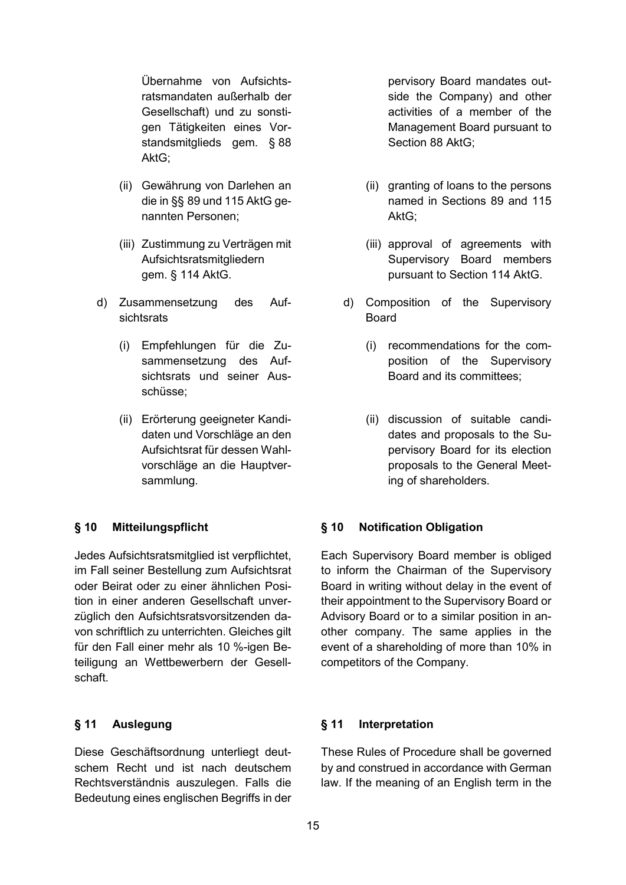Übernahme von Aufsichtsratsmandaten außerhalb der Gesellschaft) und zu sonstigen Tätigkeiten eines Vorstandsmitglieds gem. § 88 AktG;

(ii) Gewährung von Darlehen an die in §§ 89 und 115 AktG genannten Personen;

(iii) Zustimmung zu Verträgen mit Aufsichtsratsmitgliedern gem. § 114 AktG.

d) Zusammensetzung des Aufsichtsrats

(i) Empfehlungen für die Zusammensetzung des Aufsichtsrats und seiner Ausschüsse;

(ii) Erörterung geeigneter Kandidaten und Vorschläge an den Aufsichtsrat für dessen Wahlvorschläge an die Hauptversammlung.

pervisory Board mandates outside the Company) and other activities of a member of the Management Board pursuant to Section 88 AktG;

(ii) granting of loans to the persons named in Sections 89 and 115 AktG;

(iii) approval of agreements with Supervisory Board members pursuant to Section 114 AktG.

d) Composition of the Supervisory Board

(i) recommendations for the composition of the Supervisory Board and its committees;

(ii) discussion of suitable candidates and proposals to the Supervisory Board for its election proposals to the General Meeting of shareholders.

## § 10 Mitteilungspflicht

Jedes Aufsichtsratsmitglied ist verpflichtet, im Fall seiner Bestellung zum Aufsichtsrat oder Beirat oder zu einer ähnlichen Position in einer anderen Gesellschaft unverzüglich den Aufsichtsratsvorsitzenden davon schriftlich zu unterrichten. Gleiches gilt für den Fall einer mehr als 10 %-igen Beteiligung an Wettbewerbern der Gesellschaft.

## § 10 Notification Obligation

Each Supervisory Board member is obliged to inform the Chairman of the Supervisory Board in writing without delay in the event of their appointment to the Supervisory Board or Advisory Board or to a similar position in another company. The same applies in the event of a shareholding of more than 10% in competitors of the Company.

## § 11 Auslegung

Diese Geschäftsordnung unterliegt deutschem Recht und ist nach deutschem Rechtsverständnis auszulegen. Falls die Bedeutung eines englischen Begriffs in der

## § 11 Interpretation

These Rules of Procedure shall be governed by and construed in accordance with German law. If the meaning of an English term in the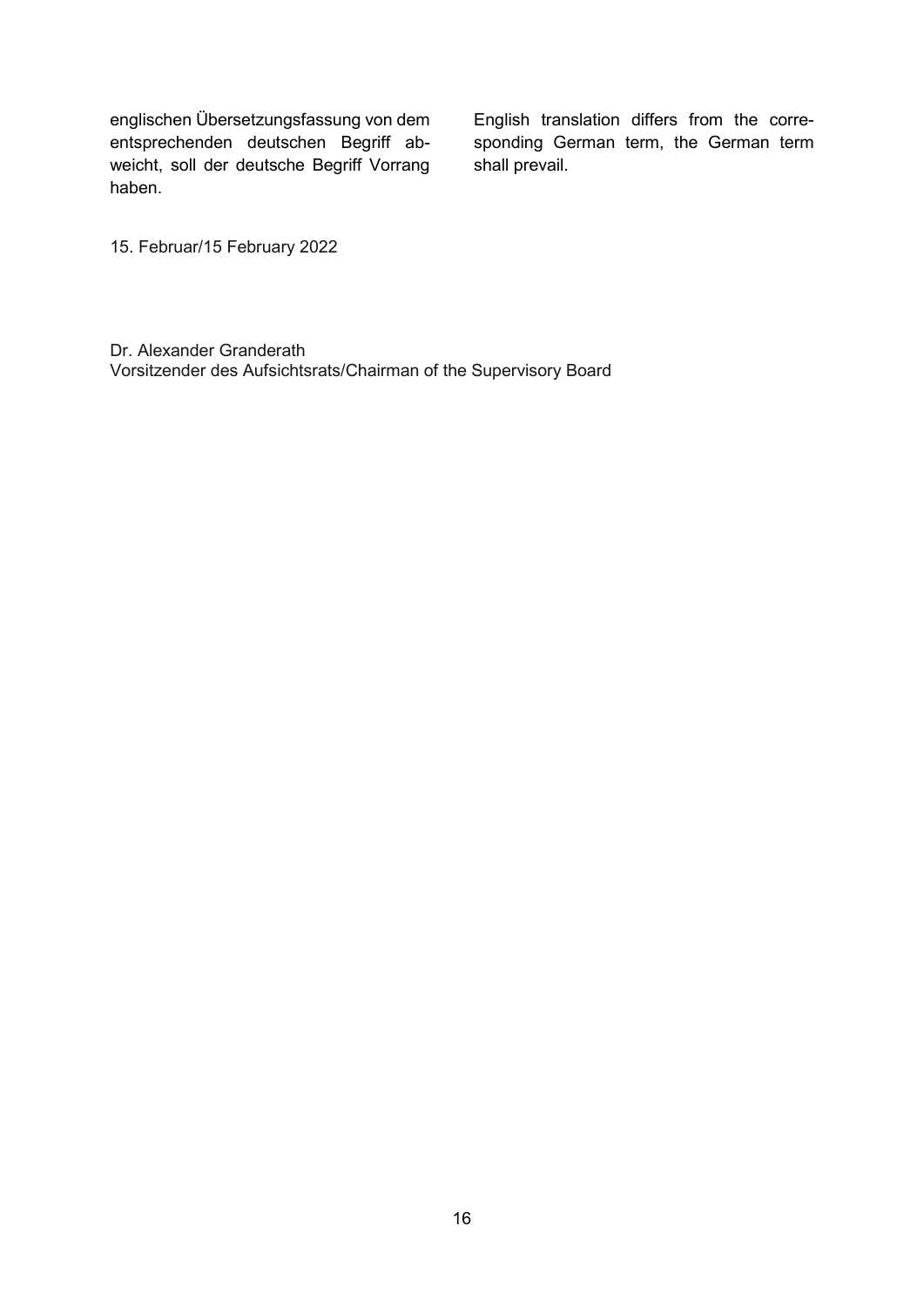englischen Übersetzungsfassung von dem entsprechenden deutschen Begriff abweicht, soll der deutsche Begriff Vorrang haben.

English translation differs from the corresponding German term, the German term shall prevail.

15. Februar/15 February 2022

Dr. Alexander Granderath
Vorsitzender des Aufsichtsrats/Chairman of the Supervisory Board